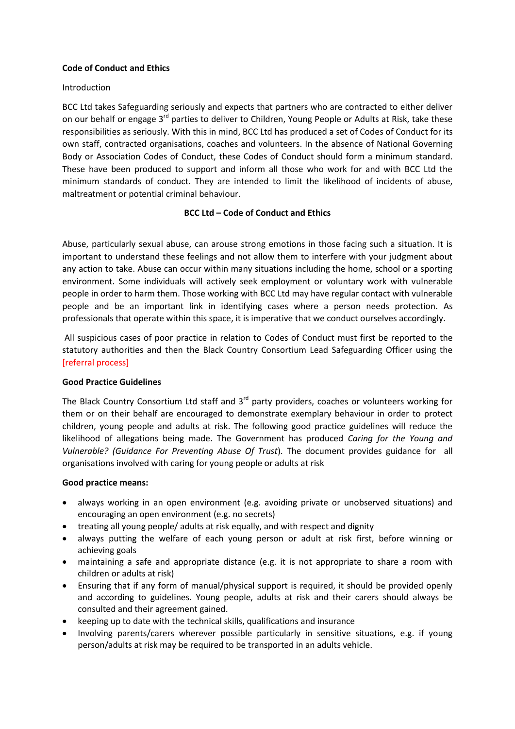**Code of Conduct and Ethics**

Introduction

BCC Ltd takes Safeguarding seriously and expects that partners who are contracted to either deliver on our behalf or engage 3rd parties to deliver to Children, Young People or Adults at Risk, take these responsibilities as seriously. With this in mind, BCC Ltd has produced a set of Codes of Conduct for its own staff, contracted organisations, coaches and volunteers. In the absence of National Governing Body or Association Codes of Conduct, these Codes of Conduct should form a minimum standard. These have been produced to support and inform all those who work for and with BCC Ltd the minimum standards of conduct. They are intended to limit the likelihood of incidents of abuse, maltreatment or potential criminal behaviour.

**BCC Ltd – Code of Conduct and Ethics**

Abuse, particularly sexual abuse, can arouse strong emotions in those facing such a situation. It is important to understand these feelings and not allow them to interfere with your judgment about any action to take. Abuse can occur within many situations including the home, school or a sporting environment. Some individuals will actively seek employment or voluntary work with vulnerable people in order to harm them. Those working with BCC Ltd may have regular contact with vulnerable people and be an important link in identifying cases where a person needs protection. As professionals that operate within this space, it is imperative that we conduct ourselves accordingly.

All suspicious cases of poor practice in relation to Codes of Conduct must first be reported to the statutory authorities and then the Black Country Consortium Lead Safeguarding Officer using the [referral process]

**Good Practice Guidelines**

The Black Country Consortium Ltd staff and 3rd party providers, coaches or volunteers working for them or on their behalf are encouraged to demonstrate exemplary behaviour in order to protect children, young people and adults at risk. The following good practice guidelines will reduce the likelihood of allegations being made. The Government has produced *Caring for the Young and Vulnerable? (Guidance For Preventing Abuse Of Trust*). The document provides guidance for all organisations involved with caring for young people or adults at risk

**Good practice means:**

- always working in an open environment (e.g. avoiding private or unobserved situations) and encouraging an open environment (e.g. no secrets)
- treating all young people/ adults at risk equally, and with respect and dignity
- always putting the welfare of each young person or adult at risk first, before winning or achieving goals
- maintaining a safe and appropriate distance (e.g. it is not appropriate to share a room with children or adults at risk)
- Ensuring that if any form of manual/physical support is required, it should be provided openly and according to guidelines. Young people, adults at risk and their carers should always be consulted and their agreement gained.
- keeping up to date with the technical skills, qualifications and insurance
- Involving parents/carers wherever possible particularly in sensitive situations, e.g. if young person/adults at risk may be required to be transported in an adults vehicle.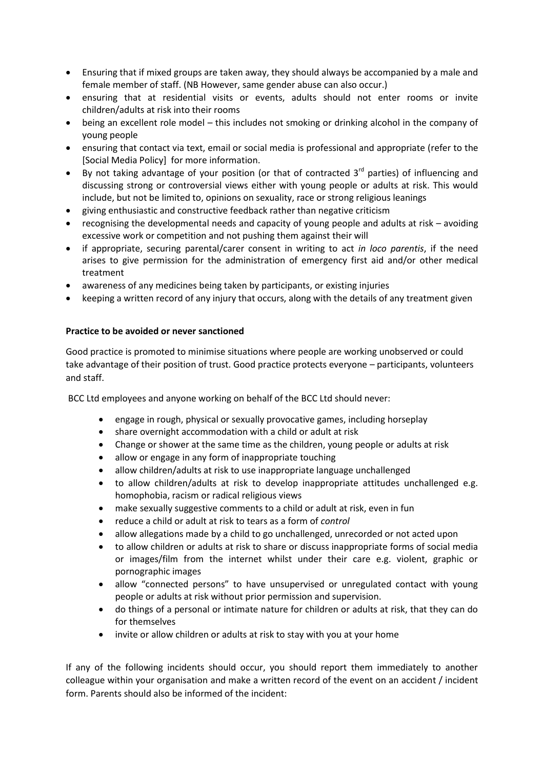- Ensuring that if mixed groups are taken away, they should always be accompanied by a male and female member of staff. (NB However, same gender abuse can also occur.)
- ensuring that at residential visits or events, adults should not enter rooms or invite children/adults at risk into their rooms
- being an excellent role model – this includes not smoking or drinking alcohol in the company of young people
- ensuring that contact via text, email or social media is professional and appropriate (refer to the [Social Media Policy] for more information.
- By not taking advantage of your position (or that of contracted 3rd parties) of influencing and discussing strong or controversial views either with young people or adults at risk. This would include, but not be limited to, opinions on sexuality, race or strong religious leanings
- giving enthusiastic and constructive feedback rather than negative criticism
- recognising the developmental needs and capacity of young people and adults at risk – avoiding excessive work or competition and not pushing them against their will
- if appropriate, securing parental/carer consent in writing to act *in loco parentis*, if the need arises to give permission for the administration of emergency first aid and/or other medical treatment
- awareness of any medicines being taken by participants, or existing injuries
- keeping a written record of any injury that occurs, along with the details of any treatment given

**Practice to be avoided or never sanctioned**

Good practice is promoted to minimise situations where people are working unobserved or could take advantage of their position of trust. Good practice protects everyone – participants, volunteers and staff.

BCC Ltd employees and anyone working on behalf of the BCC Ltd should never:

- engage in rough, physical or sexually provocative games, including horseplay
- share overnight accommodation with a child or adult at risk
- Change or shower at the same time as the children, young people or adults at risk
- allow or engage in any form of inappropriate touching
- allow children/adults at risk to use inappropriate language unchallenged
- to allow children/adults at risk to develop inappropriate attitudes unchallenged e.g. homophobia, racism or radical religious views
- make sexually suggestive comments to a child or adult at risk, even in fun
- reduce a child or adult at risk to tears as a form of *control*
- allow allegations made by a child to go unchallenged, unrecorded or not acted upon
- to allow children or adults at risk to share or discuss inappropriate forms of social media or images/film from the internet whilst under their care e.g. violent, graphic or pornographic images
- allow "connected persons" to have unsupervised or unregulated contact with young people or adults at risk without prior permission and supervision.
- do things of a personal or intimate nature for children or adults at risk, that they can do for themselves
- invite or allow children or adults at risk to stay with you at your home

If any of the following incidents should occur, you should report them immediately to another colleague within your organisation and make a written record of the event on an accident / incident form. Parents should also be informed of the incident: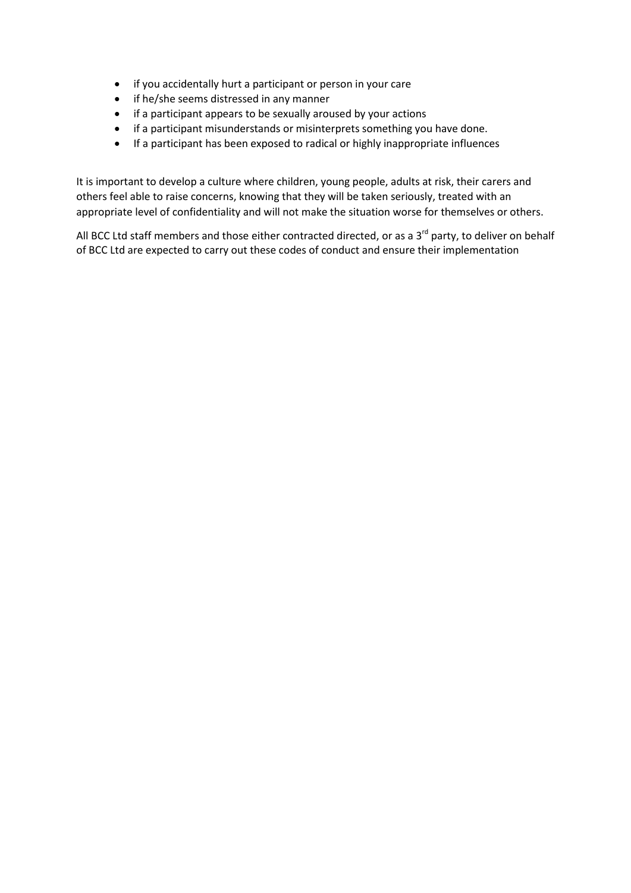- if you accidentally hurt a participant or person in your care
- if he/she seems distressed in any manner
- if a participant appears to be sexually aroused by your actions
- if a participant misunderstands or misinterprets something you have done.
- If a participant has been exposed to radical or highly inappropriate influences

It is important to develop a culture where children, young people, adults at risk, their carers and others feel able to raise concerns, knowing that they will be taken seriously, treated with an appropriate level of confidentiality and will not make the situation worse for themselves or others.

All BCC Ltd staff members and those either contracted directed, or as a 3rd party, to deliver on behalf of BCC Ltd are expected to carry out these codes of conduct and ensure their implementation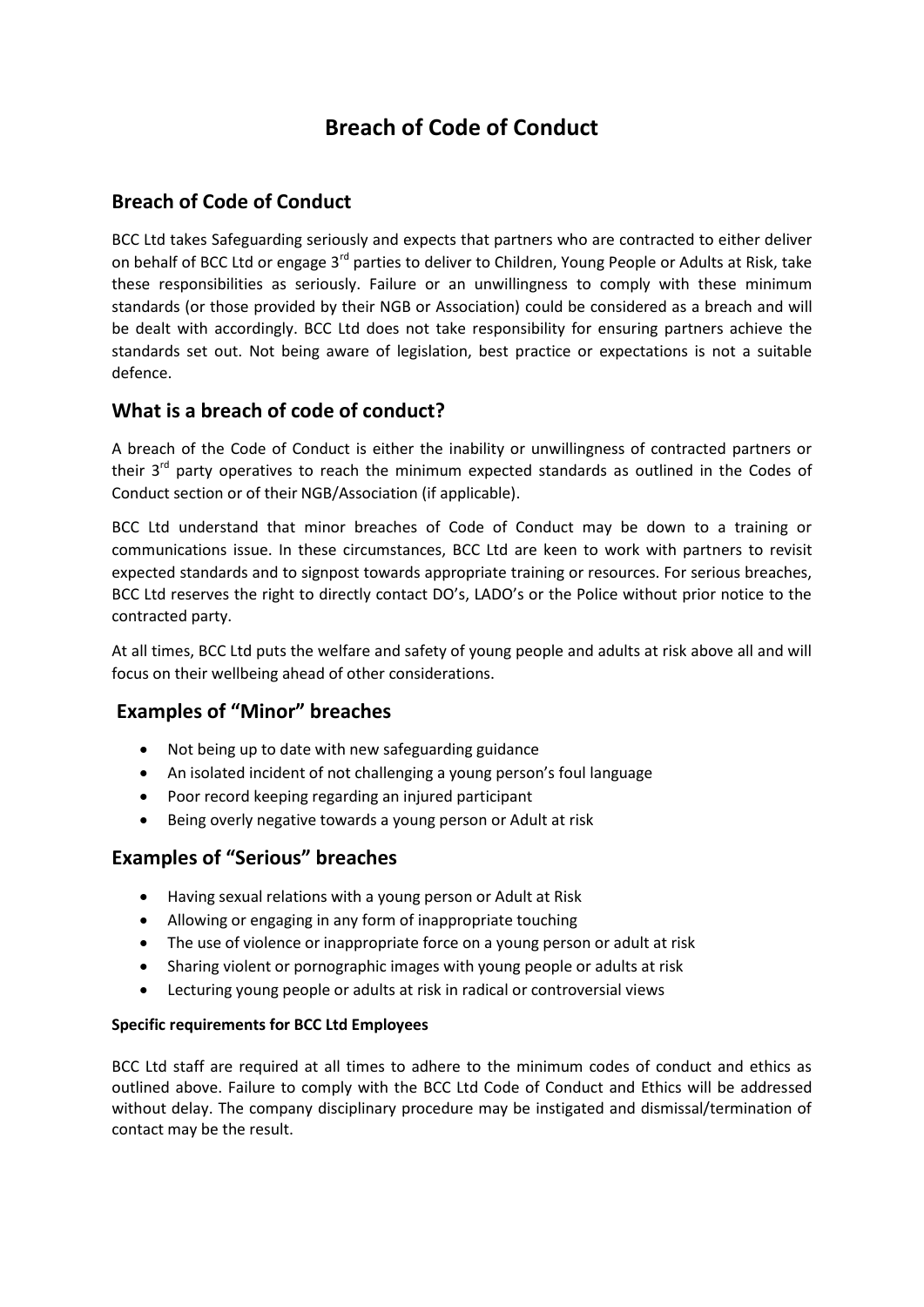# Breach of Code of Conduct

## Breach of Code of Conduct

BCC Ltd takes Safeguarding seriously and expects that partners who are contracted to either deliver on behalf of BCC Ltd or engage 3rd parties to deliver to Children, Young People or Adults at Risk, take these responsibilities as seriously. Failure or an unwillingness to comply with these minimum standards (or those provided by their NGB or Association) could be considered as a breach and will be dealt with accordingly. BCC Ltd does not take responsibility for ensuring partners achieve the standards set out. Not being aware of legislation, best practice or expectations is not a suitable defence.

## What is a breach of code of conduct?

A breach of the Code of Conduct is either the inability or unwillingness of contracted partners or their 3rd party operatives to reach the minimum expected standards as outlined in the Codes of Conduct section or of their NGB/Association (if applicable).

BCC Ltd understand that minor breaches of Code of Conduct may be down to a training or communications issue. In these circumstances, BCC Ltd are keen to work with partners to revisit expected standards and to signpost towards appropriate training or resources. For serious breaches, BCC Ltd reserves the right to directly contact DO's, LADO's or the Police without prior notice to the contracted party.

At all times, BCC Ltd puts the welfare and safety of young people and adults at risk above all and will focus on their wellbeing ahead of other considerations.

## Examples of "Minor" breaches

- Not being up to date with new safeguarding guidance
- An isolated incident of not challenging a young person's foul language
- Poor record keeping regarding an injured participant
- Being overly negative towards a young person or Adult at risk

## Examples of "Serious" breaches

- Having sexual relations with a young person or Adult at Risk
- Allowing or engaging in any form of inappropriate touching
- The use of violence or inappropriate force on a young person or adult at risk
- Sharing violent or pornographic images with young people or adults at risk
- Lecturing young people or adults at risk in radical or controversial views

#### Specific requirements for BCC Ltd Employees

BCC Ltd staff are required at all times to adhere to the minimum codes of conduct and ethics as outlined above. Failure to comply with the BCC Ltd Code of Conduct and Ethics will be addressed without delay. The company disciplinary procedure may be instigated and dismissal/termination of contact may be the result.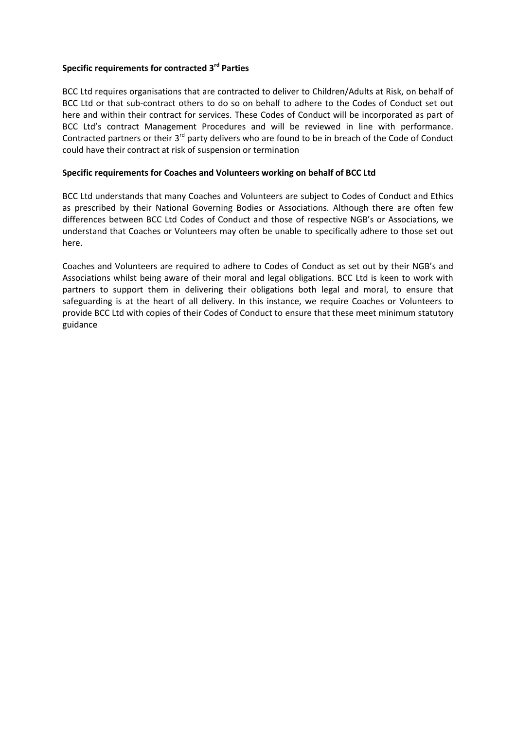**Specific requirements for contracted 3rd Parties**

BCC Ltd requires organisations that are contracted to deliver to Children/Adults at Risk, on behalf of BCC Ltd or that sub-contract others to do so on behalf to adhere to the Codes of Conduct set out here and within their contract for services. These Codes of Conduct will be incorporated as part of BCC Ltd's contract Management Procedures and will be reviewed in line with performance. Contracted partners or their 3rd party delivers who are found to be in breach of the Code of Conduct could have their contract at risk of suspension or termination

**Specific requirements for Coaches and Volunteers working on behalf of BCC Ltd**

BCC Ltd understands that many Coaches and Volunteers are subject to Codes of Conduct and Ethics as prescribed by their National Governing Bodies or Associations. Although there are often few differences between BCC Ltd Codes of Conduct and those of respective NGB's or Associations, we understand that Coaches or Volunteers may often be unable to specifically adhere to those set out here.

Coaches and Volunteers are required to adhere to Codes of Conduct as set out by their NGB's and Associations whilst being aware of their moral and legal obligations. BCC Ltd is keen to work with partners to support them in delivering their obligations both legal and moral, to ensure that safeguarding is at the heart of all delivery. In this instance, we require Coaches or Volunteers to provide BCC Ltd with copies of their Codes of Conduct to ensure that these meet minimum statutory guidance